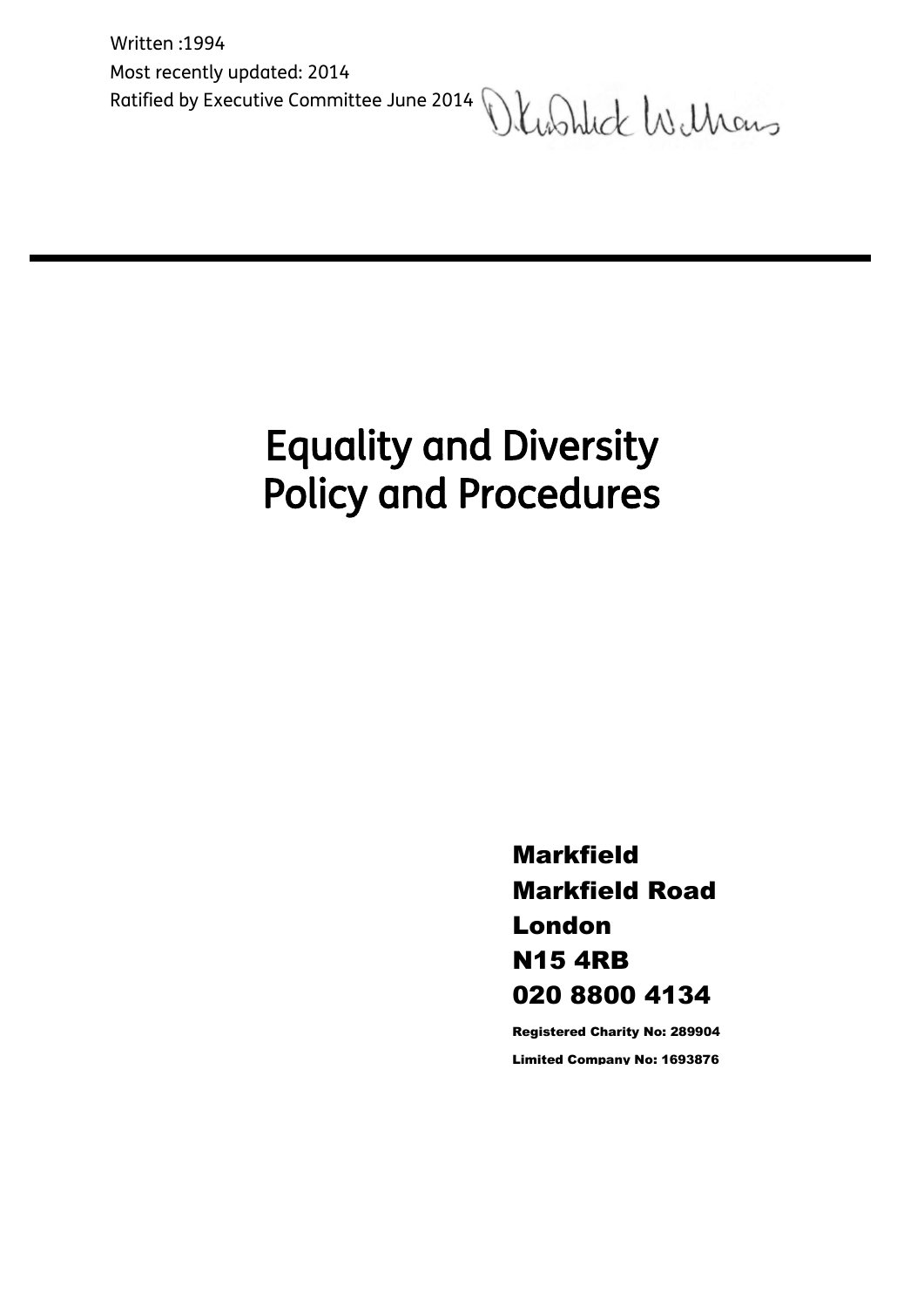Written :1994

Most recently updated: 2014

Ratified by Executive Committee June 2014

---

# Equality and Diversity Policy and Procedures

**Markfield**
**Markfield Road**
**London**
**N15 4RB**
**020 8800 4134**

**Registered Charity No: 289904**

**Limited Company No: 1693876**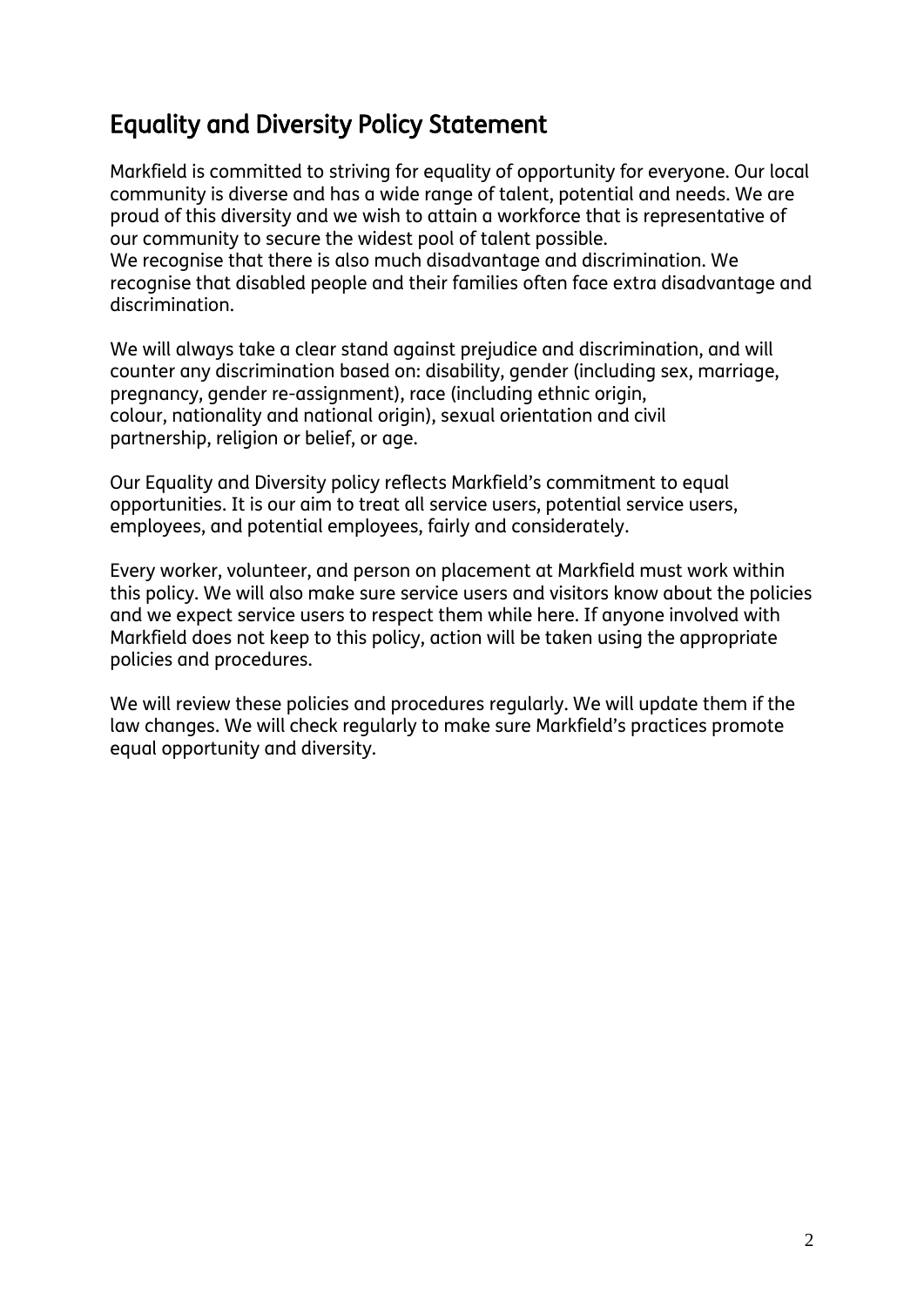## Equality and Diversity Policy Statement

Markfield is committed to striving for equality of opportunity for everyone. Our local community is diverse and has a wide range of talent, potential and needs. We are proud of this diversity and we wish to attain a workforce that is representative of our community to secure the widest pool of talent possible.
We recognise that there is also much disadvantage and discrimination. We recognise that disabled people and their families often face extra disadvantage and discrimination.

We will always take a clear stand against prejudice and discrimination, and will counter any discrimination based on: disability, gender (including sex, marriage, pregnancy, gender re-assignment), race (including ethnic origin, colour, nationality and national origin), sexual orientation and civil partnership, religion or belief, or age.

Our Equality and Diversity policy reflects Markfield's commitment to equal opportunities. It is our aim to treat all service users, potential service users, employees, and potential employees, fairly and considerately.

Every worker, volunteer, and person on placement at Markfield must work within this policy. We will also make sure service users and visitors know about the policies and we expect service users to respect them while here. If anyone involved with Markfield does not keep to this policy, action will be taken using the appropriate policies and procedures.

We will review these policies and procedures regularly. We will update them if the law changes. We will check regularly to make sure Markfield's practices promote equal opportunity and diversity.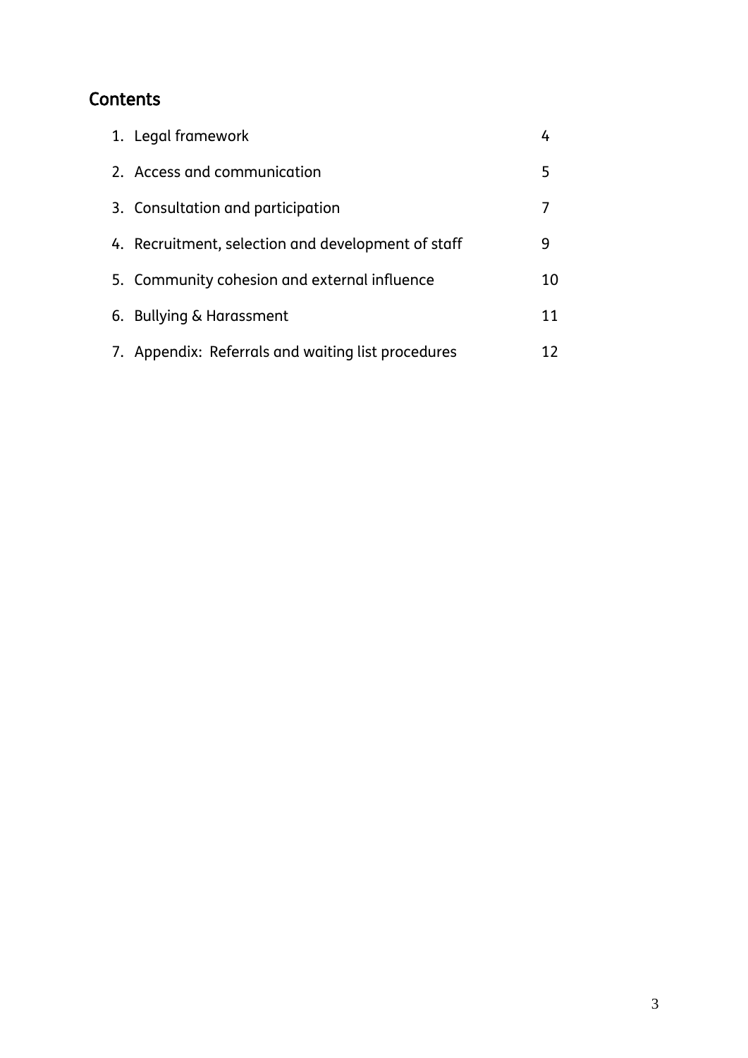## Contents

| | |
|---|---|
| 1. Legal framework | 4 |
| 2. Access and communication | 5 |
| 3. Consultation and participation | 7 |
| 4. Recruitment, selection and development of staff | 9 |
| 5. Community cohesion and external influence | 10 |
| 6. Bullying & Harassment | 11 |
| 7. Appendix: Referrals and waiting list procedures | 12 |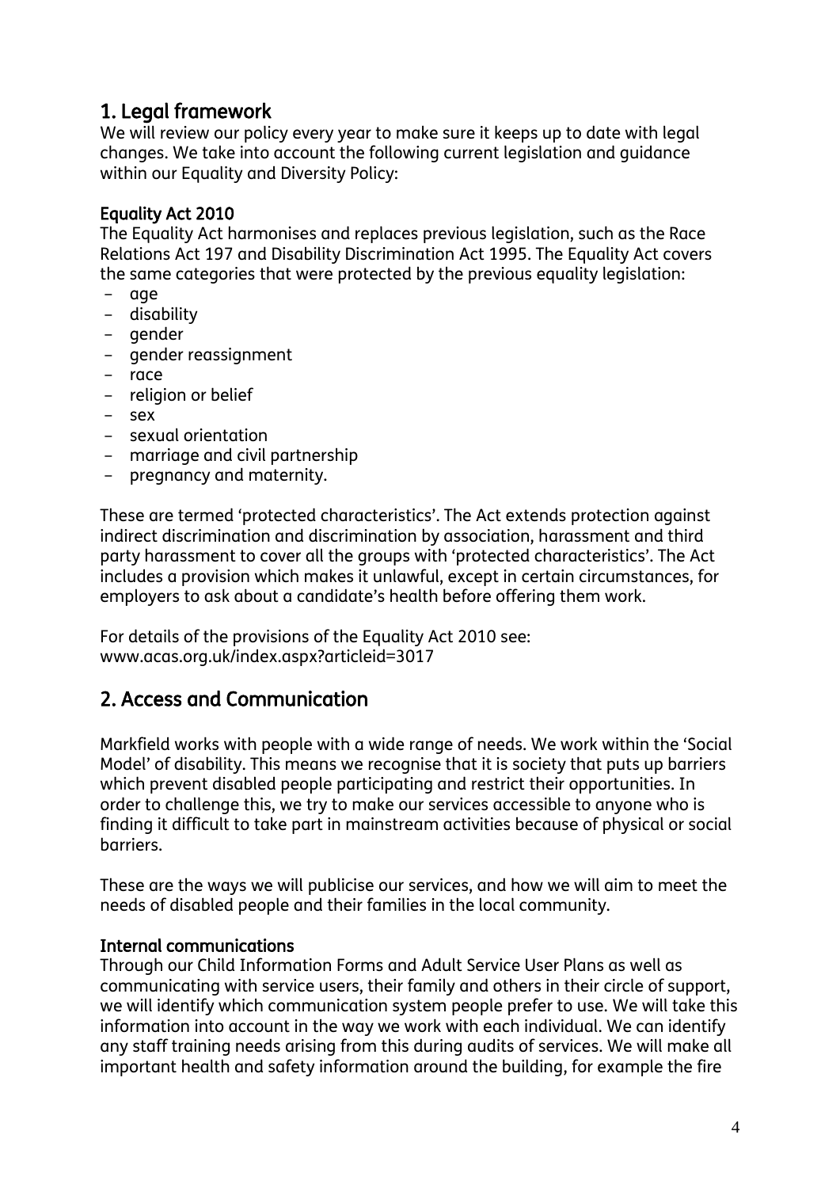## 1. Legal framework

We will review our policy every year to make sure it keeps up to date with legal changes. We take into account the following current legislation and guidance within our Equality and Diversity Policy:

### Equality Act 2010

The Equality Act harmonises and replaces previous legislation, such as the Race Relations Act 197 and Disability Discrimination Act 1995. The Equality Act covers the same categories that were protected by the previous equality legislation:

- age
- disability
- gender
- gender reassignment
- race
- religion or belief
- sex
- sexual orientation
- marriage and civil partnership
- pregnancy and maternity.

These are termed 'protected characteristics'. The Act extends protection against indirect discrimination and discrimination by association, harassment and third party harassment to cover all the groups with 'protected characteristics'. The Act includes a provision which makes it unlawful, except in certain circumstances, for employers to ask about a candidate's health before offering them work.

For details of the provisions of the Equality Act 2010 see: www.acas.org.uk/index.aspx?articleid=3017

## 2. Access and Communication

Markfield works with people with a wide range of needs. We work within the 'Social Model' of disability. This means we recognise that it is society that puts up barriers which prevent disabled people participating and restrict their opportunities. In order to challenge this, we try to make our services accessible to anyone who is finding it difficult to take part in mainstream activities because of physical or social barriers.

These are the ways we will publicise our services, and how we will aim to meet the needs of disabled people and their families in the local community.

### Internal communications

Through our Child Information Forms and Adult Service User Plans as well as communicating with service users, their family and others in their circle of support, we will identify which communication system people prefer to use. We will take this information into account in the way we work with each individual. We can identify any staff training needs arising from this during audits of services. We will make all important health and safety information around the building, for example the fire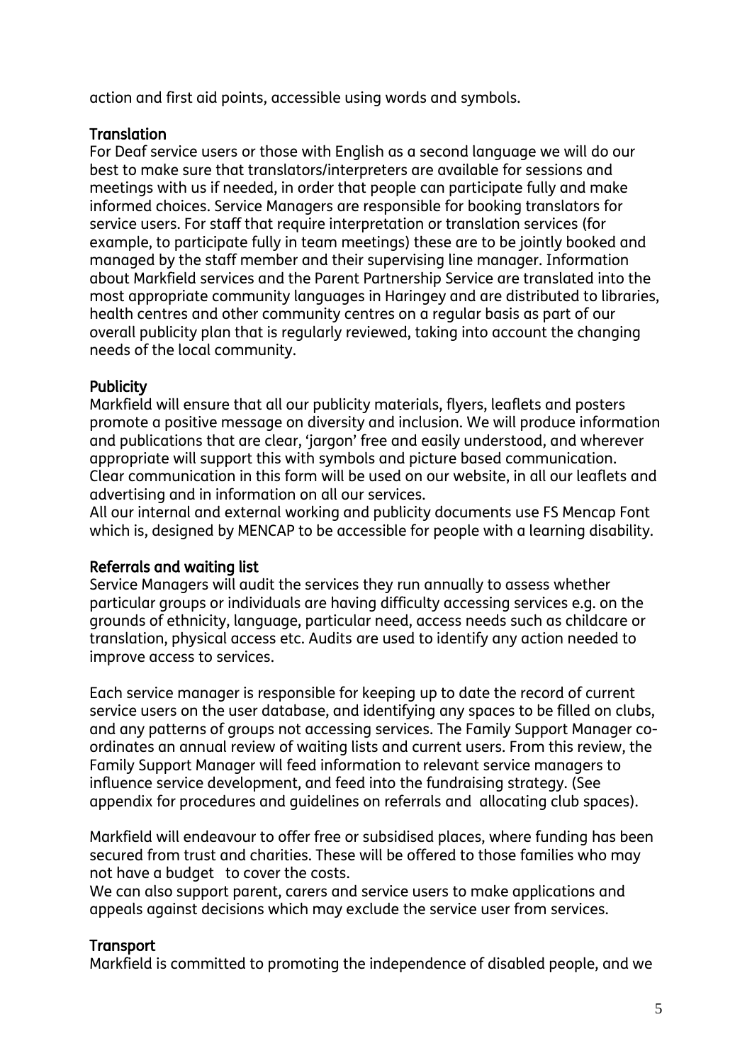action and first aid points, accessible using words and symbols.

### Translation

For Deaf service users or those with English as a second language we will do our best to make sure that translators/interpreters are available for sessions and meetings with us if needed, in order that people can participate fully and make informed choices. Service Managers are responsible for booking translators for service users. For staff that require interpretation or translation services (for example, to participate fully in team meetings) these are to be jointly booked and managed by the staff member and their supervising line manager. Information about Markfield services and the Parent Partnership Service are translated into the most appropriate community languages in Haringey and are distributed to libraries, health centres and other community centres on a regular basis as part of our overall publicity plan that is regularly reviewed, taking into account the changing needs of the local community.

### Publicity

Markfield will ensure that all our publicity materials, flyers, leaflets and posters promote a positive message on diversity and inclusion. We will produce information and publications that are clear, 'jargon' free and easily understood, and wherever appropriate will support this with symbols and picture based communication. Clear communication in this form will be used on our website, in all our leaflets and advertising and in information on all our services.
All our internal and external working and publicity documents use FS Mencap Font which is, designed by MENCAP to be accessible for people with a learning disability.

### Referrals and waiting list

Service Managers will audit the services they run annually to assess whether particular groups or individuals are having difficulty accessing services e.g. on the grounds of ethnicity, language, particular need, access needs such as childcare or translation, physical access etc. Audits are used to identify any action needed to improve access to services.

Each service manager is responsible for keeping up to date the record of current service users on the user database, and identifying any spaces to be filled on clubs, and any patterns of groups not accessing services. The Family Support Manager co-ordinates an annual review of waiting lists and current users. From this review, the Family Support Manager will feed information to relevant service managers to influence service development, and feed into the fundraising strategy. (See appendix for procedures and guidelines on referrals and allocating club spaces).

Markfield will endeavour to offer free or subsidised places, where funding has been secured from trust and charities. These will be offered to those families who may not have a budget to cover the costs.
We can also support parent, carers and service users to make applications and appeals against decisions which may exclude the service user from services.

### Transport

Markfield is committed to promoting the independence of disabled people, and we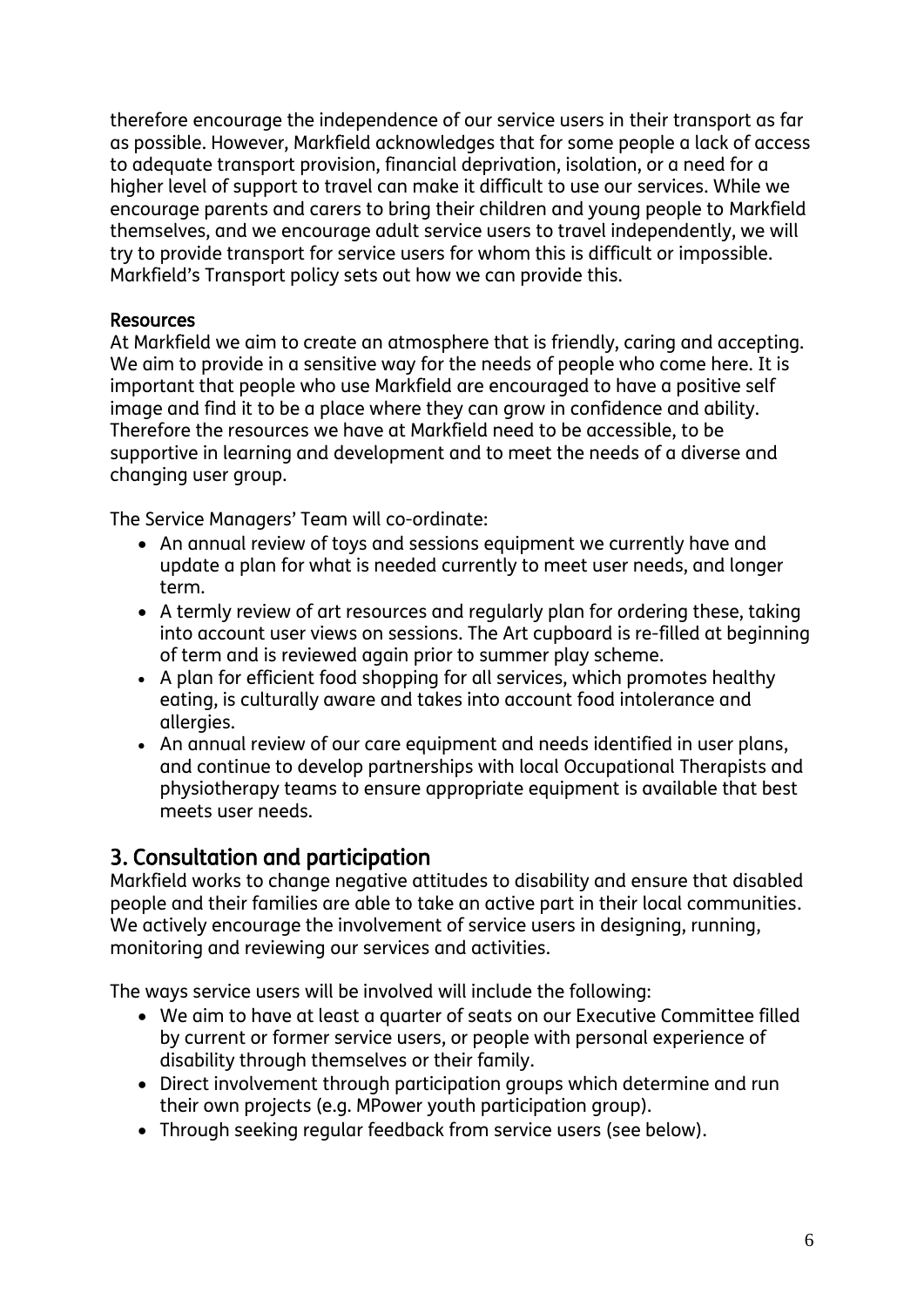therefore encourage the independence of our service users in their transport as far as possible. However, Markfield acknowledges that for some people a lack of access to adequate transport provision, financial deprivation, isolation, or a need for a higher level of support to travel can make it difficult to use our services. While we encourage parents and carers to bring their children and young people to Markfield themselves, and we encourage adult service users to travel independently, we will try to provide transport for service users for whom this is difficult or impossible. Markfield's Transport policy sets out how we can provide this.

### Resources

At Markfield we aim to create an atmosphere that is friendly, caring and accepting. We aim to provide in a sensitive way for the needs of people who come here. It is important that people who use Markfield are encouraged to have a positive self image and find it to be a place where they can grow in confidence and ability. Therefore the resources we have at Markfield need to be accessible, to be supportive in learning and development and to meet the needs of a diverse and changing user group.

The Service Managers' Team will co-ordinate:

- An annual review of toys and sessions equipment we currently have and update a plan for what is needed currently to meet user needs, and longer term.
- A termly review of art resources and regularly plan for ordering these, taking into account user views on sessions. The Art cupboard is re-filled at beginning of term and is reviewed again prior to summer play scheme.
- A plan for efficient food shopping for all services, which promotes healthy eating, is culturally aware and takes into account food intolerance and allergies.
- An annual review of our care equipment and needs identified in user plans, and continue to develop partnerships with local Occupational Therapists and physiotherapy teams to ensure appropriate equipment is available that best meets user needs.

## 3. Consultation and participation

Markfield works to change negative attitudes to disability and ensure that disabled people and their families are able to take an active part in their local communities. We actively encourage the involvement of service users in designing, running, monitoring and reviewing our services and activities.

The ways service users will be involved will include the following:

- We aim to have at least a quarter of seats on our Executive Committee filled by current or former service users, or people with personal experience of disability through themselves or their family.
- Direct involvement through participation groups which determine and run their own projects (e.g. MPower youth participation group).
- Through seeking regular feedback from service users (see below).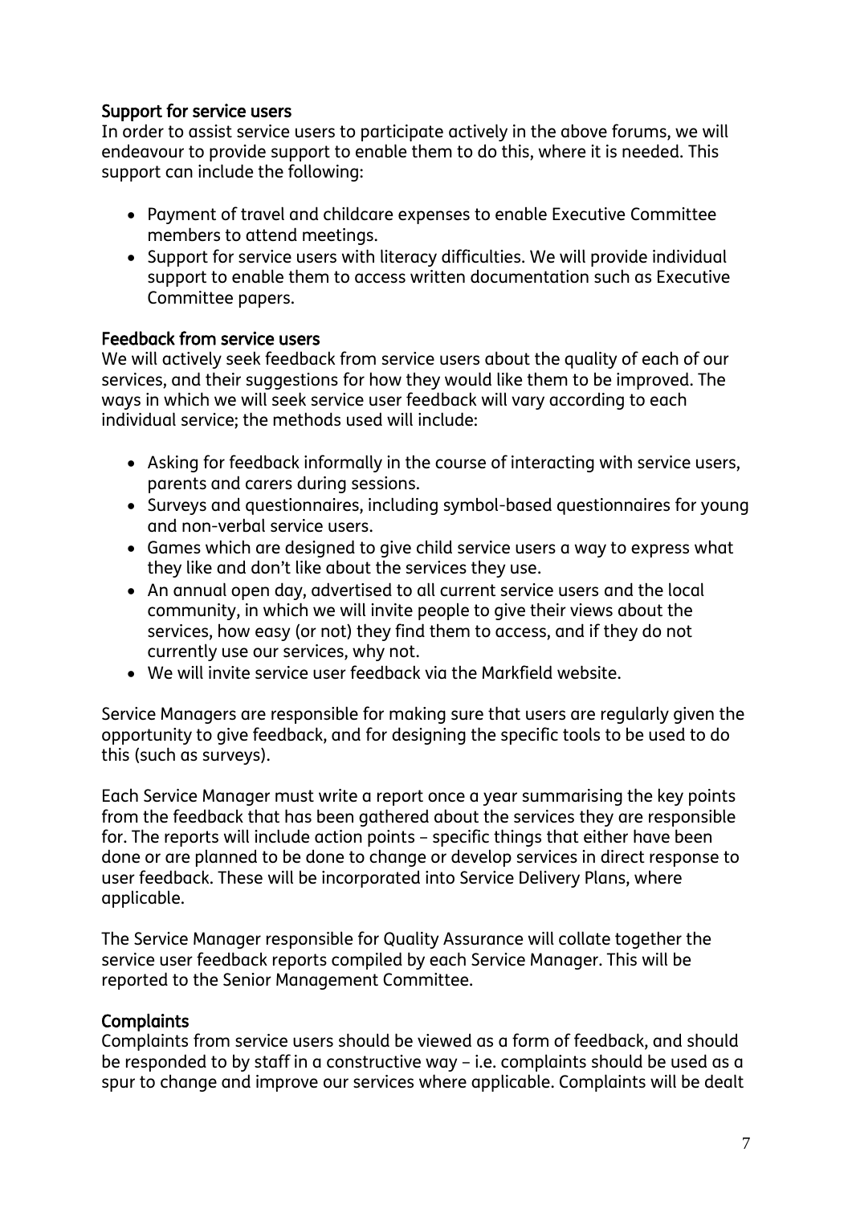### Support for service users

In order to assist service users to participate actively in the above forums, we will endeavour to provide support to enable them to do this, where it is needed. This support can include the following:

- Payment of travel and childcare expenses to enable Executive Committee members to attend meetings.
- Support for service users with literacy difficulties. We will provide individual support to enable them to access written documentation such as Executive Committee papers.

### Feedback from service users

We will actively seek feedback from service users about the quality of each of our services, and their suggestions for how they would like them to be improved. The ways in which we will seek service user feedback will vary according to each individual service; the methods used will include:

- Asking for feedback informally in the course of interacting with service users, parents and carers during sessions.
- Surveys and questionnaires, including symbol-based questionnaires for young and non-verbal service users.
- Games which are designed to give child service users a way to express what they like and don't like about the services they use.
- An annual open day, advertised to all current service users and the local community, in which we will invite people to give their views about the services, how easy (or not) they find them to access, and if they do not currently use our services, why not.
- We will invite service user feedback via the Markfield website.

Service Managers are responsible for making sure that users are regularly given the opportunity to give feedback, and for designing the specific tools to be used to do this (such as surveys).

Each Service Manager must write a report once a year summarising the key points from the feedback that has been gathered about the services they are responsible for. The reports will include action points – specific things that either have been done or are planned to be done to change or develop services in direct response to user feedback. These will be incorporated into Service Delivery Plans, where applicable.

The Service Manager responsible for Quality Assurance will collate together the service user feedback reports compiled by each Service Manager. This will be reported to the Senior Management Committee.

### Complaints

Complaints from service users should be viewed as a form of feedback, and should be responded to by staff in a constructive way – i.e. complaints should be used as a spur to change and improve our services where applicable. Complaints will be dealt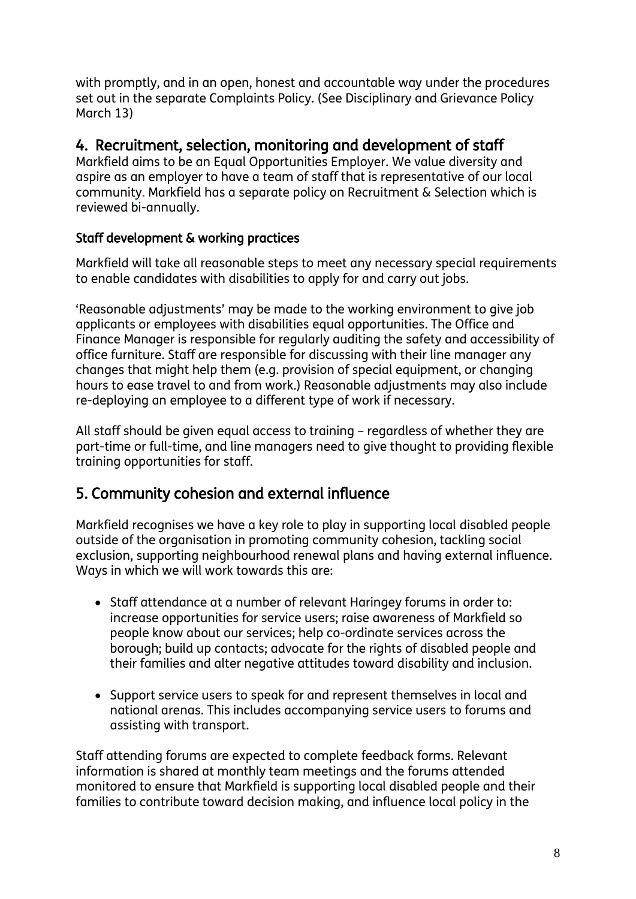with promptly, and in an open, honest and accountable way under the procedures set out in the separate Complaints Policy. (See Disciplinary and Grievance Policy March 13)

## 4. Recruitment, selection, monitoring and development of staff

Markfield aims to be an Equal Opportunities Employer. We value diversity and aspire as an employer to have a team of staff that is representative of our local community. Markfield has a separate policy on Recruitment & Selection which is reviewed bi-annually.

### Staff development & working practices

Markfield will take all reasonable steps to meet any necessary special requirements to enable candidates with disabilities to apply for and carry out jobs.

'Reasonable adjustments' may be made to the working environment to give job applicants or employees with disabilities equal opportunities. The Office and Finance Manager is responsible for regularly auditing the safety and accessibility of office furniture. Staff are responsible for discussing with their line manager any changes that might help them (e.g. provision of special equipment, or changing hours to ease travel to and from work.) Reasonable adjustments may also include re-deploying an employee to a different type of work if necessary.

All staff should be given equal access to training – regardless of whether they are part-time or full-time, and line managers need to give thought to providing flexible training opportunities for staff.

## 5. Community cohesion and external influence

Markfield recognises we have a key role to play in supporting local disabled people outside of the organisation in promoting community cohesion, tackling social exclusion, supporting neighbourhood renewal plans and having external influence. Ways in which we will work towards this are:

- Staff attendance at a number of relevant Haringey forums in order to: increase opportunities for service users; raise awareness of Markfield so people know about our services; help co-ordinate services across the borough; build up contacts; advocate for the rights of disabled people and their families and alter negative attitudes toward disability and inclusion.
- Support service users to speak for and represent themselves in local and national arenas. This includes accompanying service users to forums and assisting with transport.

Staff attending forums are expected to complete feedback forms. Relevant information is shared at monthly team meetings and the forums attended monitored to ensure that Markfield is supporting local disabled people and their families to contribute toward decision making, and influence local policy in the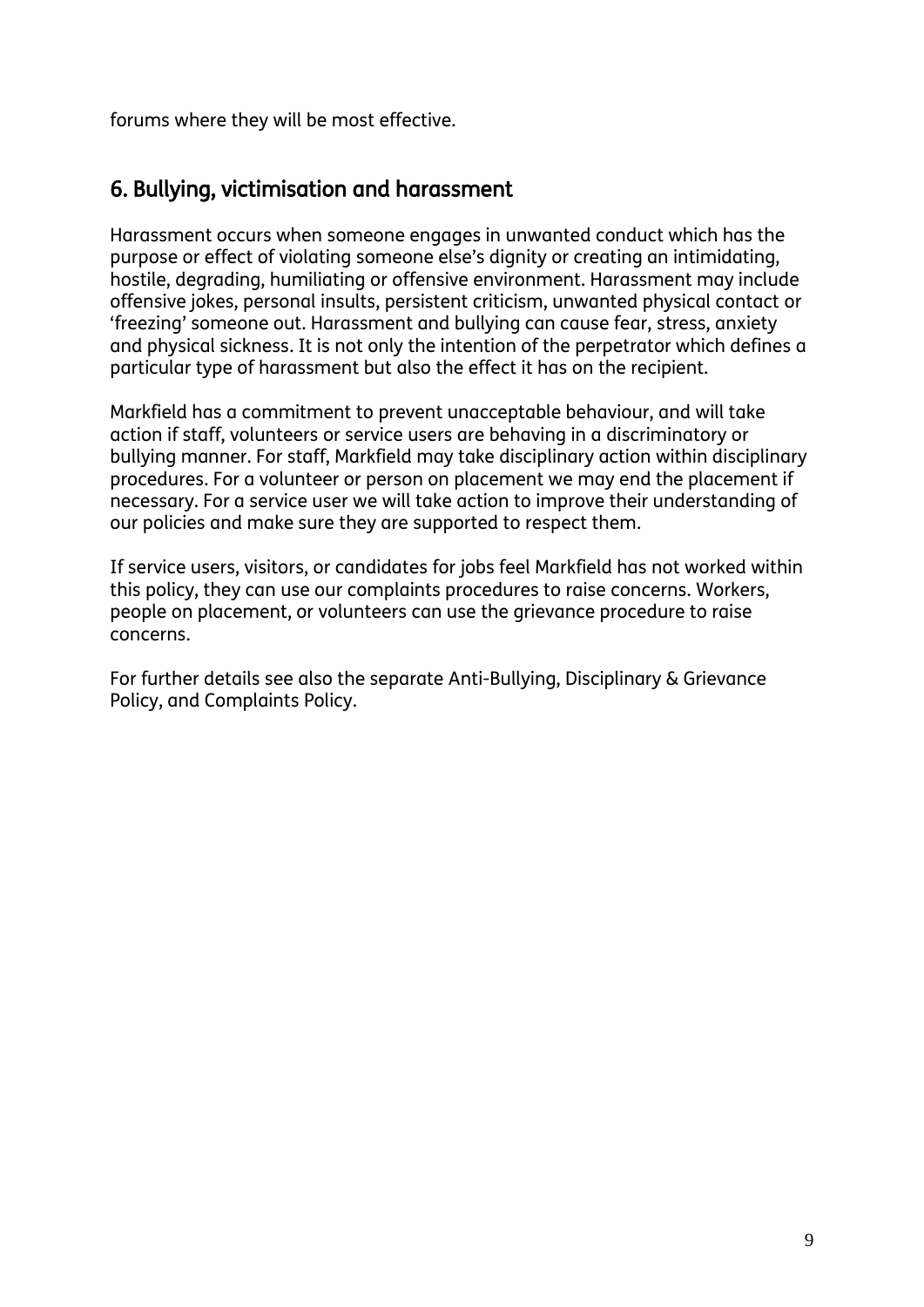forums where they will be most effective.

## 6. Bullying, victimisation and harassment

Harassment occurs when someone engages in unwanted conduct which has the purpose or effect of violating someone else's dignity or creating an intimidating, hostile, degrading, humiliating or offensive environment. Harassment may include offensive jokes, personal insults, persistent criticism, unwanted physical contact or 'freezing' someone out. Harassment and bullying can cause fear, stress, anxiety and physical sickness. It is not only the intention of the perpetrator which defines a particular type of harassment but also the effect it has on the recipient.

Markfield has a commitment to prevent unacceptable behaviour, and will take action if staff, volunteers or service users are behaving in a discriminatory or bullying manner. For staff, Markfield may take disciplinary action within disciplinary procedures. For a volunteer or person on placement we may end the placement if necessary. For a service user we will take action to improve their understanding of our policies and make sure they are supported to respect them.

If service users, visitors, or candidates for jobs feel Markfield has not worked within this policy, they can use our complaints procedures to raise concerns. Workers, people on placement, or volunteers can use the grievance procedure to raise concerns.

For further details see also the separate Anti-Bullying, Disciplinary & Grievance Policy, and Complaints Policy.